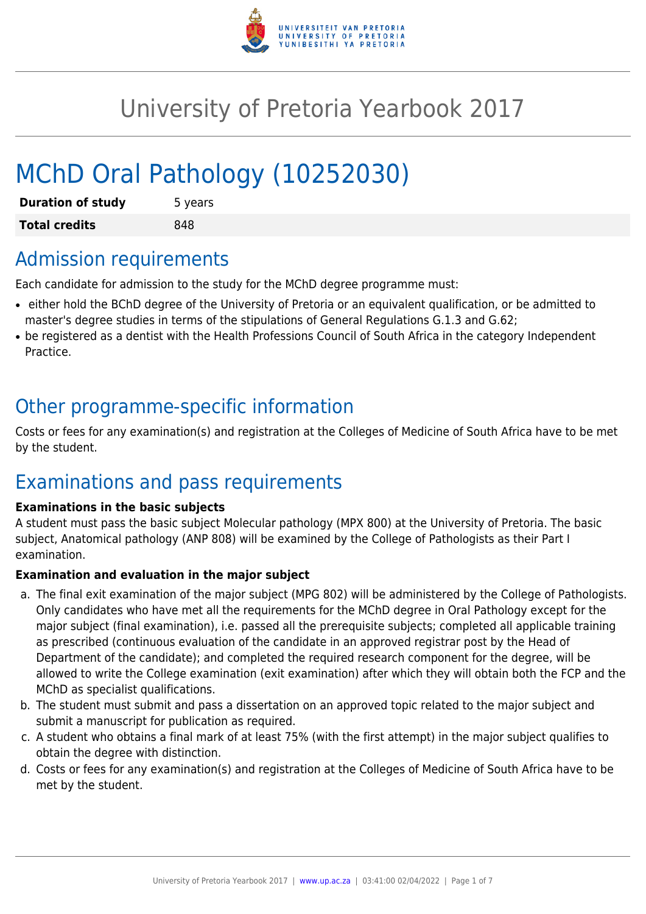# University of Pretoria Yearbook 2017

# MChD Oral Pathology (10252030)

| **Duration of study** | 5 years |
|---|---|
| **Total credits** | 848 |

## Admission requirements

Each candidate for admission to the study for the MChD degree programme must:

- either hold the BChD degree of the University of Pretoria or an equivalent qualification, or be admitted to master's degree studies in terms of the stipulations of General Regulations G.1.3 and G.62;
- be registered as a dentist with the Health Professions Council of South Africa in the category Independent Practice.

## Other programme-specific information

Costs or fees for any examination(s) and registration at the Colleges of Medicine of South Africa have to be met by the student.

## Examinations and pass requirements

**Examinations in the basic subjects**

A student must pass the basic subject Molecular pathology (MPX 800) at the University of Pretoria. The basic subject, Anatomical pathology (ANP 808) will be examined by the College of Pathologists as their Part I examination.

**Examination and evaluation in the major subject**

a. The final exit examination of the major subject (MPG 802) will be administered by the College of Pathologists. Only candidates who have met all the requirements for the MChD degree in Oral Pathology except for the major subject (final examination), i.e. passed all the prerequisite subjects; completed all applicable training as prescribed (continuous evaluation of the candidate in an approved registrar post by the Head of Department of the candidate); and completed the required research component for the degree, will be allowed to write the College examination (exit examination) after which they will obtain both the FCP and the MChD as specialist qualifications.
b. The student must submit and pass a dissertation on an approved topic related to the major subject and submit a manuscript for publication as required.
c. A student who obtains a final mark of at least 75% (with the first attempt) in the major subject qualifies to obtain the degree with distinction.
d. Costs or fees for any examination(s) and registration at the Colleges of Medicine of South Africa have to be met by the student.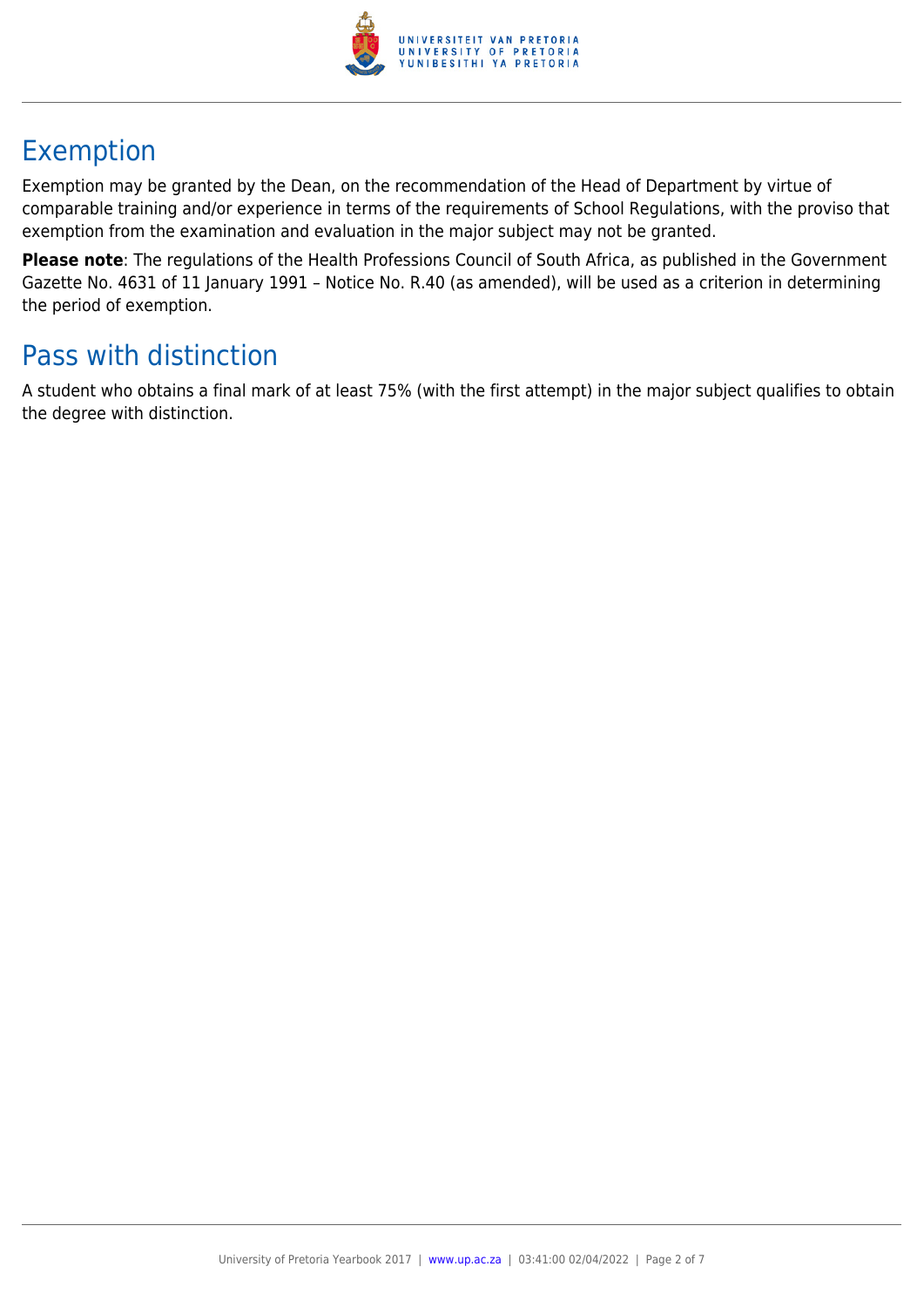## Exemption

Exemption may be granted by the Dean, on the recommendation of the Head of Department by virtue of comparable training and/or experience in terms of the requirements of School Regulations, with the proviso that exemption from the examination and evaluation in the major subject may not be granted.

**Please note**: The regulations of the Health Professions Council of South Africa, as published in the Government Gazette No. 4631 of 11 January 1991 – Notice No. R.40 (as amended), will be used as a criterion in determining the period of exemption.

## Pass with distinction

A student who obtains a final mark of at least 75% (with the first attempt) in the major subject qualifies to obtain the degree with distinction.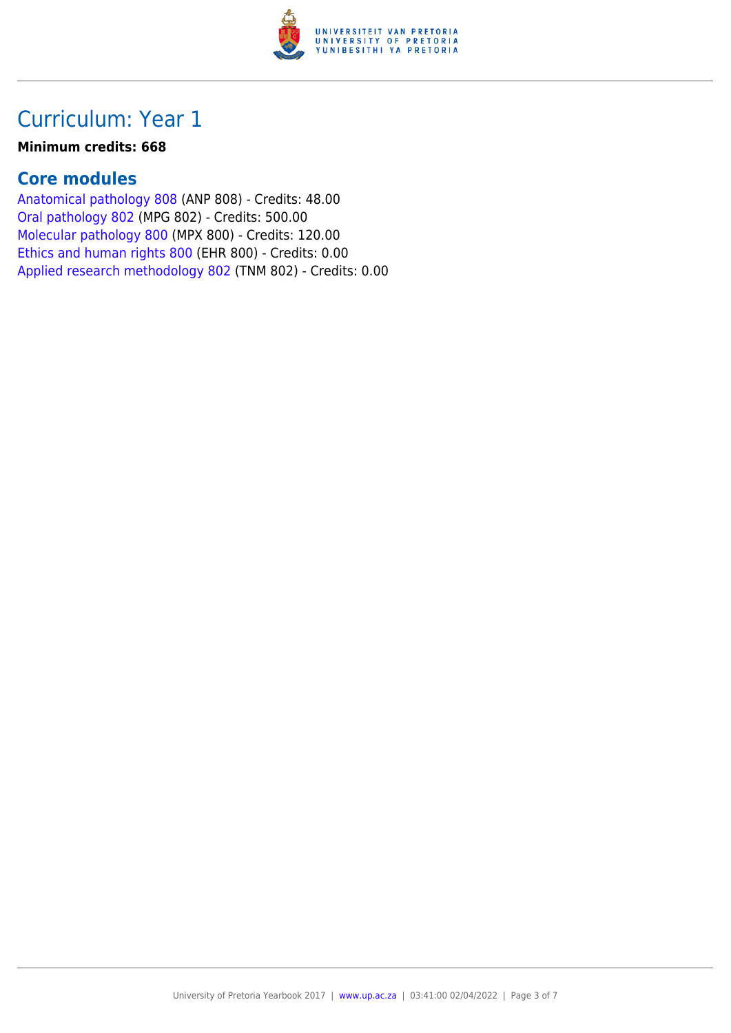# Curriculum: Year 1

**Minimum credits: 668**

## Core modules

Anatomical pathology 808 (ANP 808) - Credits: 48.00
Oral pathology 802 (MPG 802) - Credits: 500.00
Molecular pathology 800 (MPX 800) - Credits: 120.00
Ethics and human rights 800 (EHR 800) - Credits: 0.00
Applied research methodology 802 (TNM 802) - Credits: 0.00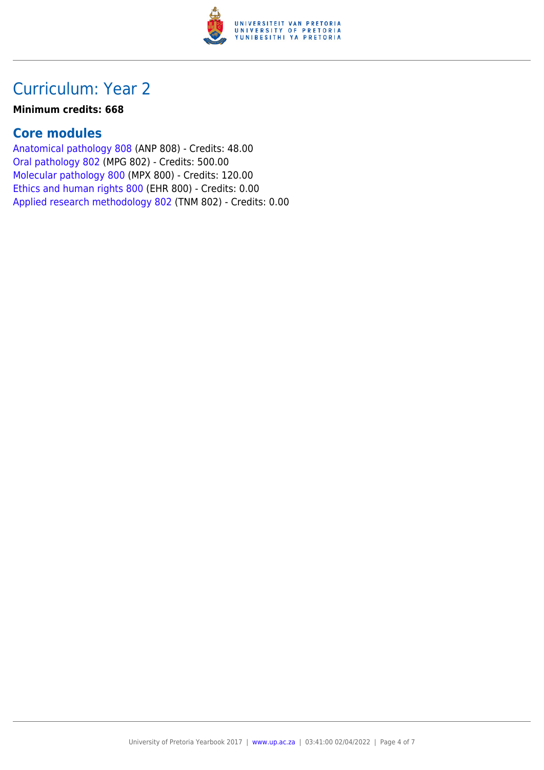# Curriculum: Year 2

**Minimum credits: 668**

## Core modules

Anatomical pathology 808 (ANP 808) - Credits: 48.00
Oral pathology 802 (MPG 802) - Credits: 500.00
Molecular pathology 800 (MPX 800) - Credits: 120.00
Ethics and human rights 800 (EHR 800) - Credits: 0.00
Applied research methodology 802 (TNM 802) - Credits: 0.00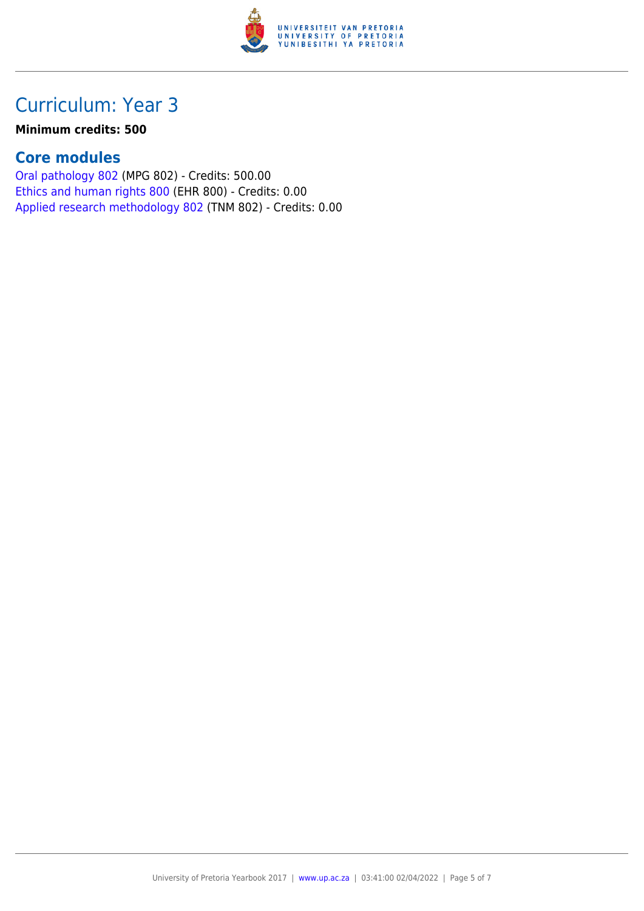# Curriculum: Year 3

**Minimum credits: 500**

## Core modules

Oral pathology 802 (MPG 802) - Credits: 500.00
Ethics and human rights 800 (EHR 800) - Credits: 0.00
Applied research methodology 802 (TNM 802) - Credits: 0.00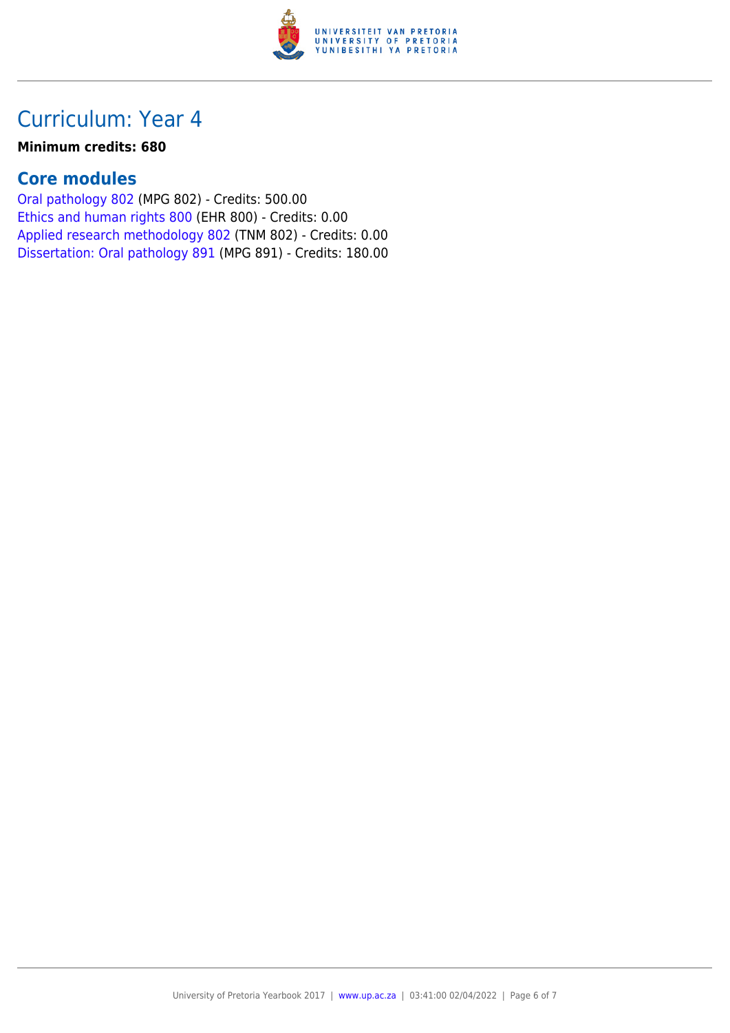# Curriculum: Year 4

**Minimum credits: 680**

## Core modules

Oral pathology 802 (MPG 802) - Credits: 500.00
Ethics and human rights 800 (EHR 800) - Credits: 0.00
Applied research methodology 802 (TNM 802) - Credits: 0.00
Dissertation: Oral pathology 891 (MPG 891) - Credits: 180.00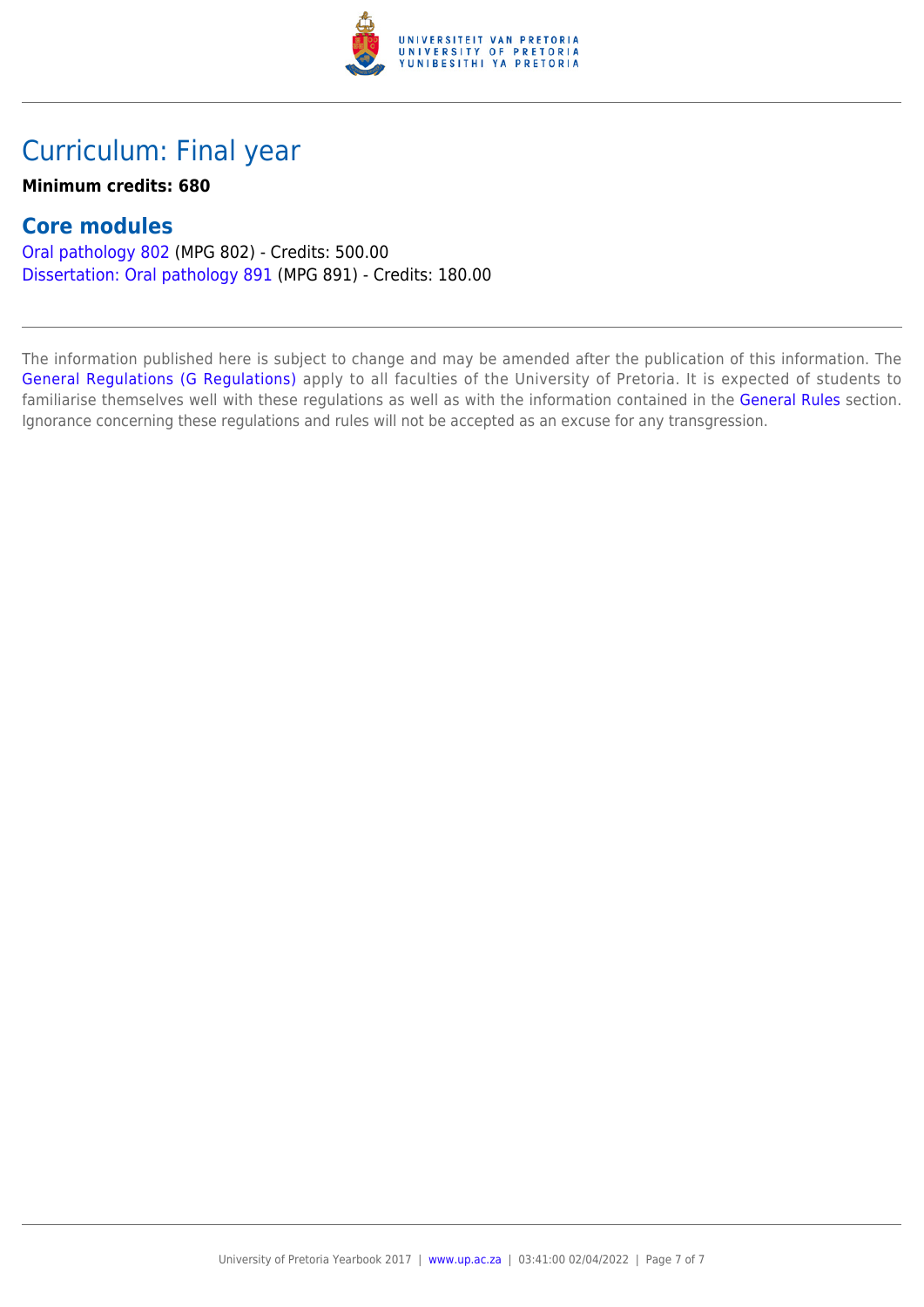## Curriculum: Final year

**Minimum credits: 680**

### Core modules

Oral pathology 802 (MPG 802) - Credits: 500.00
Dissertation: Oral pathology 891 (MPG 891) - Credits: 180.00

The information published here is subject to change and may be amended after the publication of this information. The General Regulations (G Regulations) apply to all faculties of the University of Pretoria. It is expected of students to familiarise themselves well with these regulations as well as with the information contained in the General Rules section. Ignorance concerning these regulations and rules will not be accepted as an excuse for any transgression.